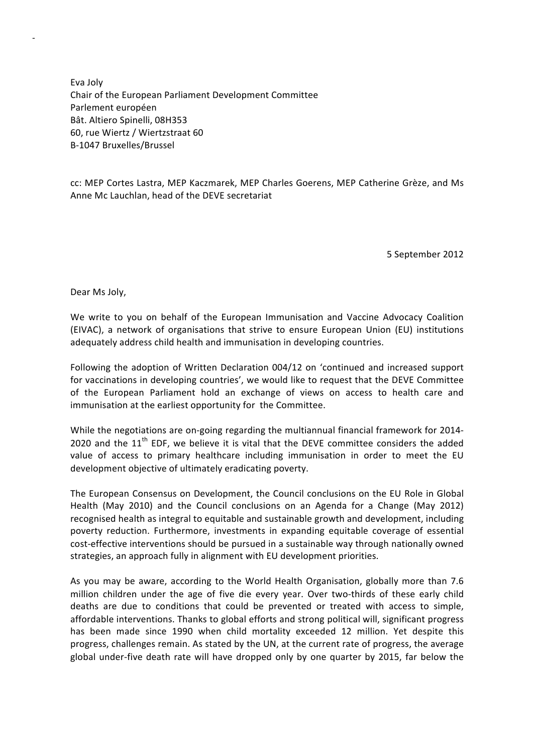Eva Joly
Chair of the European Parliament Development Committee
Parlement européen
Bât. Altiero Spinelli, 08H353
60, rue Wiertz / Wiertzstraat 60
B-1047 Bruxelles/Brussel

cc: MEP Cortes Lastra, MEP Kaczmarek, MEP Charles Goerens, MEP Catherine Grèze, and Ms Anne Mc Lauchlan, head of the DEVE secretariat

5 September 2012

Dear Ms Joly,

We write to you on behalf of the European Immunisation and Vaccine Advocacy Coalition (EIVAC), a network of organisations that strive to ensure European Union (EU) institutions adequately address child health and immunisation in developing countries.

Following the adoption of Written Declaration 004/12 on 'continued and increased support for vaccinations in developing countries', we would like to request that the DEVE Committee of the European Parliament hold an exchange of views on access to health care and immunisation at the earliest opportunity for the Committee.

While the negotiations are on-going regarding the multiannual financial framework for 2014-2020 and the 11th EDF, we believe it is vital that the DEVE committee considers the added value of access to primary healthcare including immunisation in order to meet the EU development objective of ultimately eradicating poverty.

The European Consensus on Development, the Council conclusions on the EU Role in Global Health (May 2010) and the Council conclusions on an Agenda for a Change (May 2012) recognised health as integral to equitable and sustainable growth and development, including poverty reduction. Furthermore, investments in expanding equitable coverage of essential cost-effective interventions should be pursued in a sustainable way through nationally owned strategies, an approach fully in alignment with EU development priorities.

As you may be aware, according to the World Health Organisation, globally more than 7.6 million children under the age of five die every year. Over two-thirds of these early child deaths are due to conditions that could be prevented or treated with access to simple, affordable interventions. Thanks to global efforts and strong political will, significant progress has been made since 1990 when child mortality exceeded 12 million. Yet despite this progress, challenges remain. As stated by the UN, at the current rate of progress, the average global under-five death rate will have dropped only by one quarter by 2015, far below the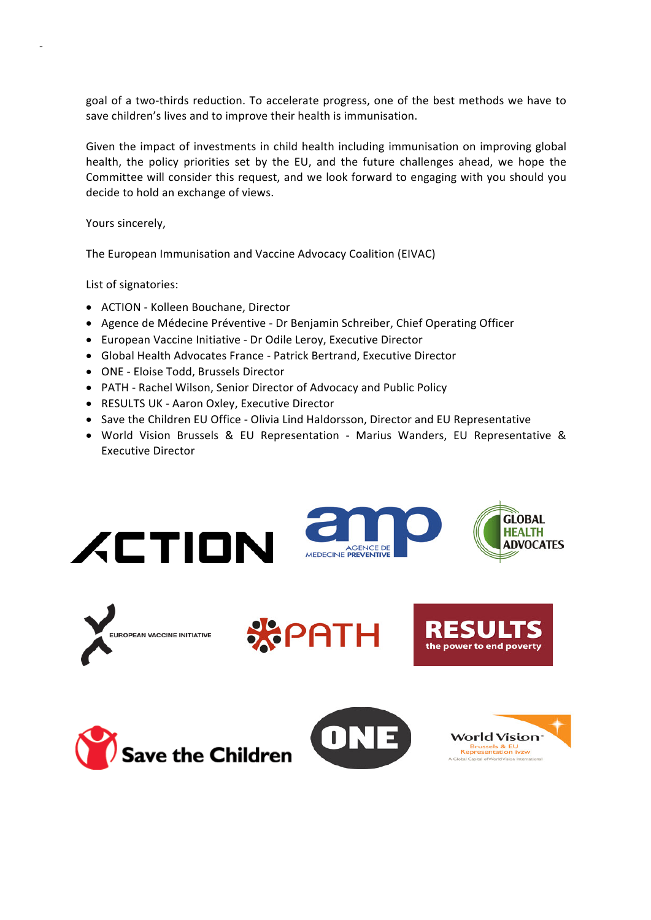goal of a two-thirds reduction. To accelerate progress, one of the best methods we have to save children's lives and to improve their health is immunisation.

Given the impact of investments in child health including immunisation on improving global health, the policy priorities set by the EU, and the future challenges ahead, we hope the Committee will consider this request, and we look forward to engaging with you should you decide to hold an exchange of views.

Yours sincerely,

The European Immunisation and Vaccine Advocacy Coalition (EIVAC)

List of signatories:

- ACTION - Kolleen Bouchane, Director
- Agence de Médecine Préventive - Dr Benjamin Schreiber, Chief Operating Officer
- European Vaccine Initiative - Dr Odile Leroy, Executive Director
- Global Health Advocates France - Patrick Bertrand, Executive Director
- ONE - Eloise Todd, Brussels Director
- PATH - Rachel Wilson, Senior Director of Advocacy and Public Policy
- RESULTS UK - Aaron Oxley, Executive Director
- Save the Children EU Office - Olivia Lind Haldorsson, Director and EU Representative
- World Vision Brussels & EU Representation - Marius Wanders, EU Representative & Executive Director